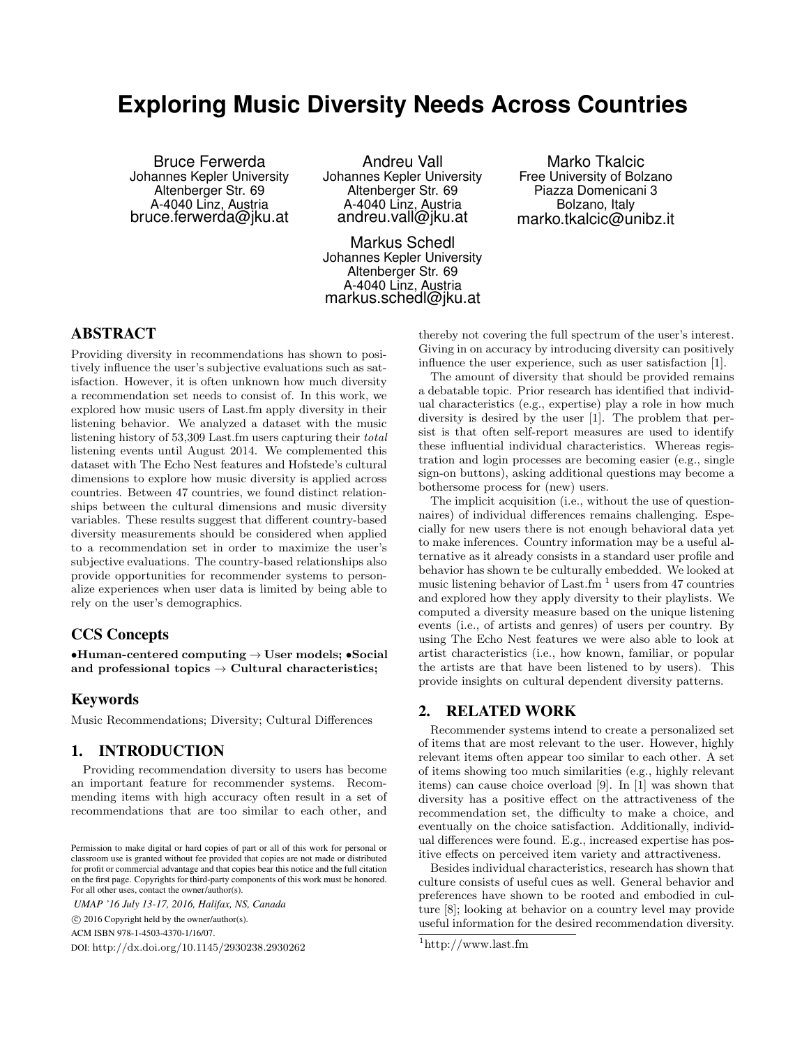# Exploring Music Diversity Needs Across Countries

Bruce Ferwerda
Johannes Kepler University
Altenberger Str. 69
A-4040 Linz, Austria
bruce.ferwerda@jku.at

Andreu Vall
Johannes Kepler University
Altenberger Str. 69
A-4040 Linz, Austria
andreu.vall@jku.at

Marko Tkalcic
Free University of Bolzano
Piazza Domenicani 3
Bolzano, Italy
marko.tkalcic@unibz.it

Markus Schedl
Johannes Kepler University
Altenberger Str. 69
A-4040 Linz, Austria
markus.schedl@jku.at

## ABSTRACT

Providing diversity in recommendations has shown to positively influence the user's subjective evaluations such as satisfaction. However, it is often unknown how much diversity a recommendation set needs to consist of. In this work, we explored how music users of Last.fm apply diversity in their listening behavior. We analyzed a dataset with the music listening history of 53,309 Last.fm users capturing their *total* listening events until August 2014. We complemented this dataset with The Echo Nest features and Hofstede's cultural dimensions to explore how music diversity is applied across countries. Between 47 countries, we found distinct relationships between the cultural dimensions and music diversity variables. These results suggest that different country-based diversity measurements should be considered when applied to a recommendation set in order to maximize the user's subjective evaluations. The country-based relationships also provide opportunities for recommender systems to personalize experiences when user data is limited by being able to rely on the user's demographics.

## CCS Concepts

•**Human-centered computing** → **User models;** •**Social and professional topics** → **Cultural characteristics;**

## Keywords

Music Recommendations; Diversity; Cultural Differences

## 1. INTRODUCTION

Providing recommendation diversity to users has become an important feature for recommender systems. Recommending items with high accuracy often result in a set of recommendations that are too similar to each other, and thereby not covering the full spectrum of the user's interest. Giving in on accuracy by introducing diversity can positively influence the user experience, such as user satisfaction [1].

The amount of diversity that should be provided remains a debatable topic. Prior research has identified that individual characteristics (e.g., expertise) play a role in how much diversity is desired by the user [1]. The problem that persist is that often self-report measures are used to identify these influential individual characteristics. Whereas registration and login processes are becoming easier (e.g., single sign-on buttons), asking additional questions may become a bothersome process for (new) users.

The implicit acquisition (i.e., without the use of questionnaires) of individual differences remains challenging. Especially for new users there is not enough behavioral data yet to make inferences. Country information may be a useful alternative as it already consists in a standard user profile and behavior has shown te be culturally embedded. We looked at music listening behavior of Last.fm [1] users from 47 countries and explored how they apply diversity to their playlists. We computed a diversity measure based on the unique listening events (i.e., of artists and genres) of users per country. By using The Echo Nest features we were also able to look at artist characteristics (i.e., how known, familiar, or popular the artists are that have been listened to by users). This provide insights on cultural dependent diversity patterns.

## 2. RELATED WORK

Recommender systems intend to create a personalized set of items that are most relevant to the user. However, highly relevant items often appear too similar to each other. A set of items showing too much similarities (e.g., highly relevant items) can cause choice overload [9]. In [1] was shown that diversity has a positive effect on the attractiveness of the recommendation set, the difficulty to make a choice, and eventually on the choice satisfaction. Additionally, individual differences were found. E.g., increased expertise has positive effects on perceived item variety and attractiveness.

Besides individual characteristics, research has shown that culture consists of useful cues as well. General behavior and preferences have shown to be rooted and embodied in culture [8]; looking at behavior on a country level may provide useful information for the desired recommendation diversity.

[1] http://www.last.fm

Permission to make digital or hard copies of part or all of this work for personal or classroom use is granted without fee provided that copies are not made or distributed for profit or commercial advantage and that copies bear this notice and the full citation on the first page. Copyrights for third-party components of this work must be honored. For all other uses, contact the owner/author(s).

*UMAP '16 July 13-17, 2016, Halifax, NS, Canada*

© 2016 Copyright held by the owner/author(s).

ACM ISBN 978-1-4503-4370-1/16/07.

DOI: http://dx.doi.org/10.1145/2930238.2930262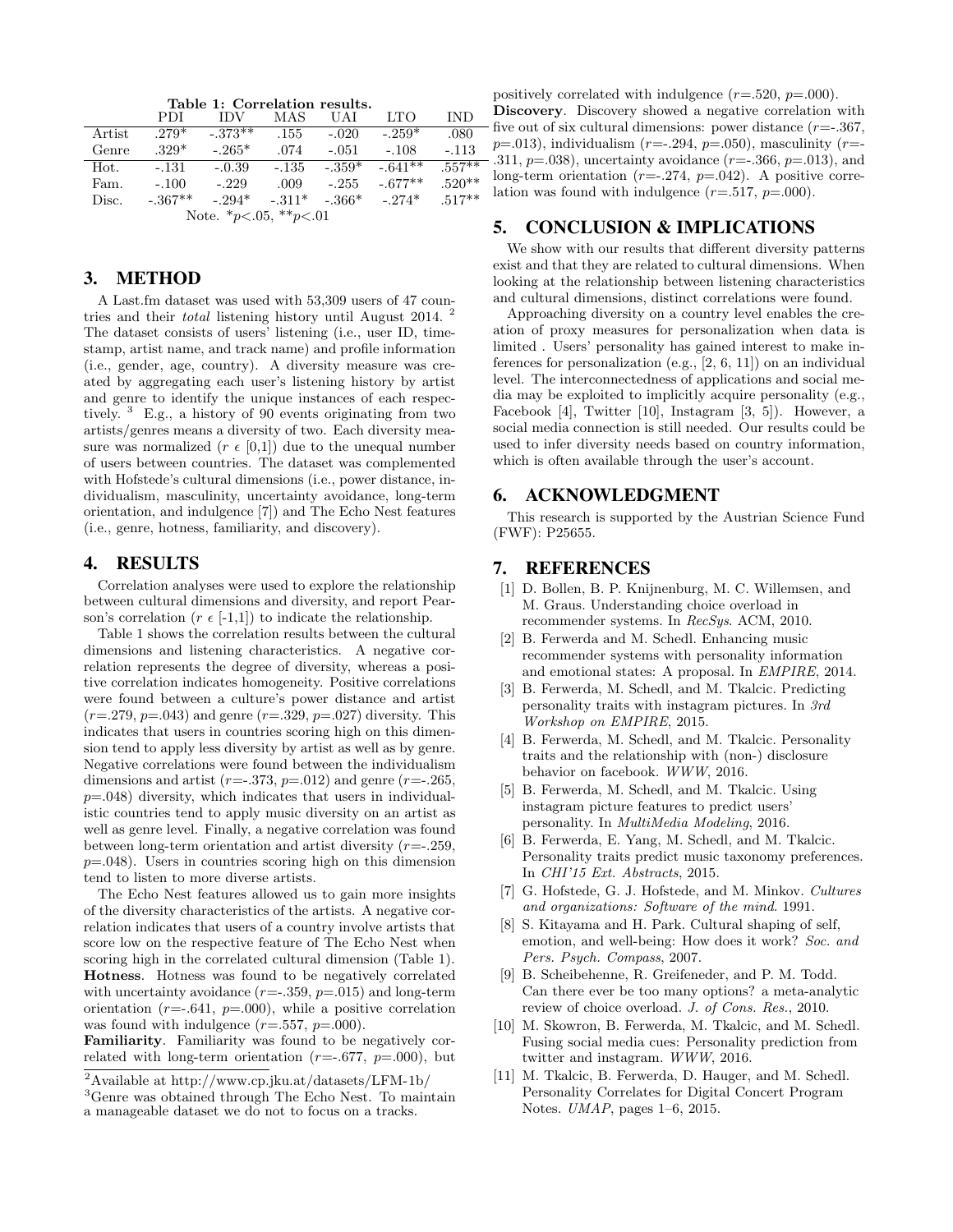**Table 1: Correlation results.**

| | PDI | IDV | MAS | UAI | LTO | IND |
|---|---|---|---|---|---|---|
| Artist | .279* | -.373** | .155 | -.020 | -.259* | .080 |
| Genre | .329* | -.265* | .074 | -.051 | -.108 | -.113 |
| Hot. | -.131 | -.0.39 | -.135 | -.359* | -.641** | .557** |
| Fam. | -.100 | -.229 | .009 | -.255 | -.677** | .520** |
| Disc. | -.367** | -.294* | -.311* | -.366* | -.274* | .517** |

Note. $^*p<.05$, $^{**}p<.01$

## 3. METHOD

A Last.fm dataset was used with 53,309 users of 47 countries and their *total* listening history until August 2014. [2] The dataset consists of users' listening (i.e., user ID, timestamp, artist name, and track name) and profile information (i.e., gender, age, country). A diversity measure was created by aggregating each user's listening history by artist and genre to identify the unique instances of each respectively. [3] E.g., a history of 90 events originating from two artists/genres means a diversity of two. Each diversity measure was normalized ($r \in [0,1]$) due to the unequal number of users between countries. The dataset was complemented with Hofstede's cultural dimensions (i.e., power distance, individualism, masculinity, uncertainty avoidance, long-term orientation, and indulgence [7]) and The Echo Nest features (i.e., genre, hotness, familiarity, and discovery).

## 4. RESULTS

Correlation analyses were used to explore the relationship between cultural dimensions and diversity, and report Pearson's correlation ($r \in [-1,1]$) to indicate the relationship.

Table 1 shows the correlation results between the cultural dimensions and listening characteristics. A negative correlation represents the degree of diversity, whereas a positive correlation indicates homogeneity. Positive correlations were found between a culture's power distance and artist ($r$=.279, $p$=.043) and genre ($r$=.329, $p$=.027) diversity. This indicates that users in countries scoring high on this dimension tend to apply less diversity by artist as well as by genre. Negative correlations were found between the individualism dimensions and artist ($r$=-.373, $p$=.012) and genre ($r$=-.265, $p$=.048) diversity, which indicates that users in individualistic countries tend to apply music diversity on an artist as well as genre level. Finally, a negative correlation was found between long-term orientation and artist diversity ($r$=-.259, $p$=.048). Users in countries scoring high on this dimension tend to listen to more diverse artists.

The Echo Nest features allowed us to gain more insights of the diversity characteristics of the artists. A negative correlation indicates that users of a country involve artists that score low on the respective feature of The Echo Nest when scoring high in the correlated cultural dimension (Table 1).

**Hotness**. Hotness was found to be negatively correlated with uncertainty avoidance ($r$=-.359, $p$=.015) and long-term orientation ($r$=-.641, $p$=.000), while a positive correlation was found with indulgence ($r$=.557, $p$=.000).

**Familiarity**. Familiarity was found to be negatively correlated with long-term orientation ($r$=-.677, $p$=.000), but positively correlated with indulgence ($r$=.520, $p$=.000).

**Discovery**. Discovery showed a negative correlation with five out of six cultural dimensions: power distance ($r$=-.367, $p$=.013), individualism ($r$=-.294, $p$=.050), masculinity ($r$=-.311, $p$=.038), uncertainty avoidance ($r$=-.366, $p$=.013), and long-term orientation ($r$=-.274, $p$=.042). A positive correlation was found with indulgence ($r$=.517, $p$=.000).

[2] Available at http://www.cp.jku.at/datasets/LFM-1b/

[3] Genre was obtained through The Echo Nest. To maintain a manageable dataset we do not to focus on a tracks.

## 5. CONCLUSION & IMPLICATIONS

We show with our results that different diversity patterns exist and that they are related to cultural dimensions. When looking at the relationship between listening characteristics and cultural dimensions, distinct correlations were found.

Approaching diversity on a country level enables the creation of proxy measures for personalization when data is limited . Users' personality has gained interest to make inferences for personalization (e.g., [2, 6, 11]) on an individual level. The interconnectedness of applications and social media may be exploited to implicitly acquire personality (e.g., Facebook [4], Twitter [10], Instagram [3, 5]). However, a social media connection is still needed. Our results could be used to infer diversity needs based on country information, which is often available through the user's account.

## 6. ACKNOWLEDGMENT

This research is supported by the Austrian Science Fund (FWF): P25655.

## 7. REFERENCES

[1] D. Bollen, B. P. Knijnenburg, M. C. Willemsen, and M. Graus. Understanding choice overload in recommender systems. In *RecSys*. ACM, 2010.

[2] B. Ferwerda and M. Schedl. Enhancing music recommender systems with personality information and emotional states: A proposal. In *EMPIRE*, 2014.

[3] B. Ferwerda, M. Schedl, and M. Tkalcic. Predicting personality traits with instagram pictures. In *3rd Workshop on EMPIRE*, 2015.

[4] B. Ferwerda, M. Schedl, and M. Tkalcic. Personality traits and the relationship with (non-) disclosure behavior on facebook. *WWW*, 2016.

[5] B. Ferwerda, M. Schedl, and M. Tkalcic. Using instagram picture features to predict users' personality. In *MultiMedia Modeling*, 2016.

[6] B. Ferwerda, E. Yang, M. Schedl, and M. Tkalcic. Personality traits predict music taxonomy preferences. In *CHI'15 Ext. Abstracts*, 2015.

[7] G. Hofstede, G. J. Hofstede, and M. Minkov. *Cultures and organizations: Software of the mind*. 1991.

[8] S. Kitayama and H. Park. Cultural shaping of self, emotion, and well-being: How does it work? *Soc. and Pers. Psych. Compass*, 2007.

[9] B. Scheibehenne, R. Greifeneder, and P. M. Todd. Can there ever be too many options? a meta-analytic review of choice overload. *J. of Cons. Res.*, 2010.

[10] M. Skowron, B. Ferwerda, M. Tkalcic, and M. Schedl. Fusing social media cues: Personality prediction from twitter and instagram. *WWW*, 2016.

[11] M. Tkalcic, B. Ferwerda, D. Hauger, and M. Schedl. Personality Correlates for Digital Concert Program Notes. *UMAP*, pages 1–6, 2015.